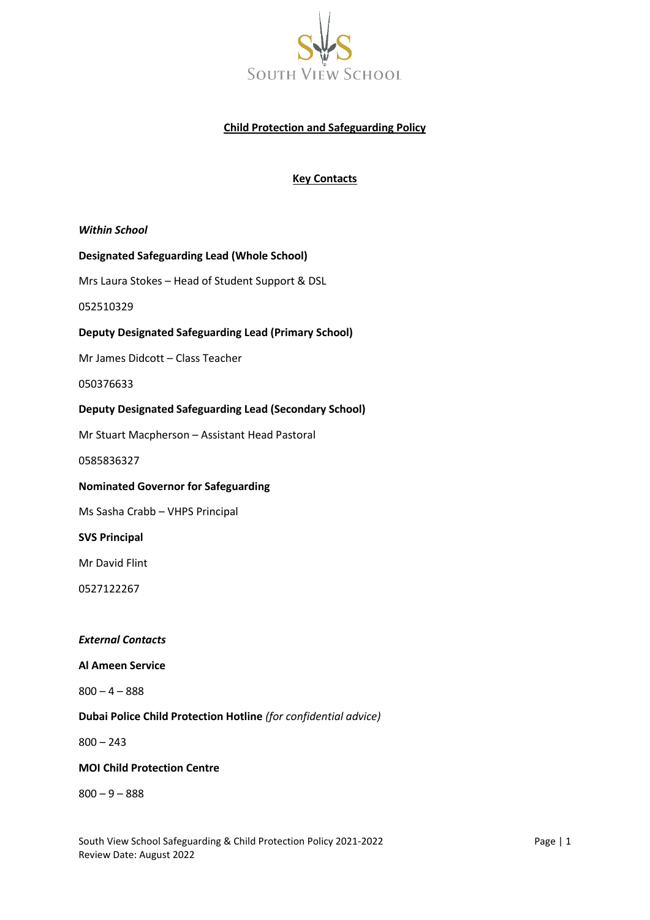SOUTH VIEW SCHOOL

# Child Protection and Safeguarding Policy

## Key Contacts

***Within School***

**Designated Safeguarding Lead (Whole School)**

Mrs Laura Stokes – Head of Student Support & DSL

052510329

**Deputy Designated Safeguarding Lead (Primary School)**

Mr James Didcott – Class Teacher

050376633

**Deputy Designated Safeguarding Lead (Secondary School)**

Mr Stuart Macpherson – Assistant Head Pastoral

0585836327

**Nominated Governor for Safeguarding**

Ms Sasha Crabb – VHPS Principal

**SVS Principal**

Mr David Flint

0527122267

***External Contacts***

**Al Ameen Service**

800 – 4 – 888

**Dubai Police Child Protection Hotline** *(for confidential advice)*

800 – 243

**MOI Child Protection Centre**

800 – 9 – 888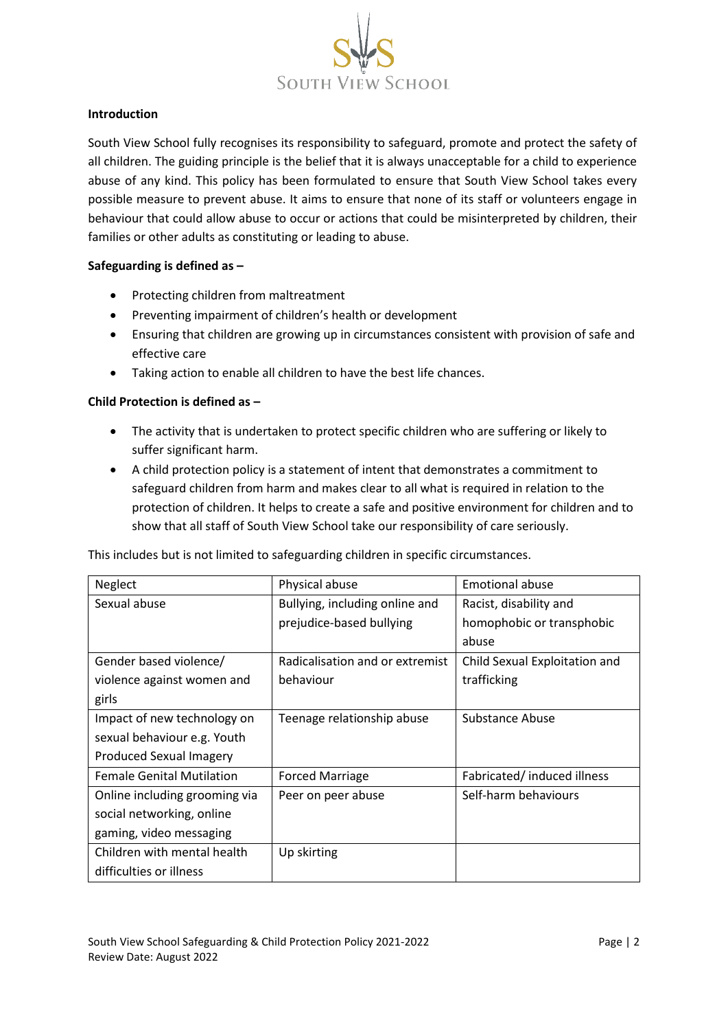**Introduction**

South View School fully recognises its responsibility to safeguard, promote and protect the safety of all children. The guiding principle is the belief that it is always unacceptable for a child to experience abuse of any kind. This policy has been formulated to ensure that South View School takes every possible measure to prevent abuse. It aims to ensure that none of its staff or volunteers engage in behaviour that could allow abuse to occur or actions that could be misinterpreted by children, their families or other adults as constituting or leading to abuse.

**Safeguarding is defined as –**

- Protecting children from maltreatment
- Preventing impairment of children's health or development
- Ensuring that children are growing up in circumstances consistent with provision of safe and effective care
- Taking action to enable all children to have the best life chances.

**Child Protection is defined as –**

- The activity that is undertaken to protect specific children who are suffering or likely to suffer significant harm.
- A child protection policy is a statement of intent that demonstrates a commitment to safeguard children from harm and makes clear to all what is required in relation to the protection of children. It helps to create a safe and positive environment for children and to show that all staff of South View School take our responsibility of care seriously.

This includes but is not limited to safeguarding children in specific circumstances.

| Neglect | Physical abuse | Emotional abuse |
| --- | --- | --- |
| Sexual abuse | Bullying, including online and prejudice-based bullying | Racist, disability and homophobic or transphobic abuse |
| Gender based violence/ violence against women and girls | Radicalisation and or extremist behaviour | Child Sexual Exploitation and trafficking |
| Impact of new technology on sexual behaviour e.g. Youth Produced Sexual Imagery | Teenage relationship abuse | Substance Abuse |
| Female Genital Mutilation | Forced Marriage | Fabricated/ induced illness |
| Online including grooming via social networking, online gaming, video messaging | Peer on peer abuse | Self-harm behaviours |
| Children with mental health difficulties or illness | Up skirting | |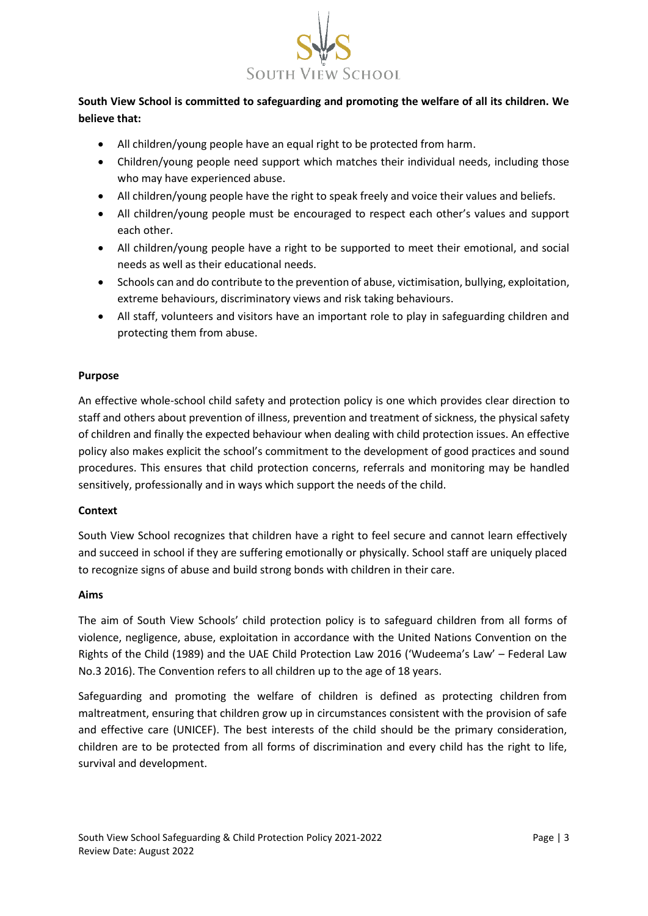**South View School is committed to safeguarding and promoting the welfare of all its children. We believe that:**

- All children/young people have an equal right to be protected from harm.
- Children/young people need support which matches their individual needs, including those who may have experienced abuse.
- All children/young people have the right to speak freely and voice their values and beliefs.
- All children/young people must be encouraged to respect each other's values and support each other.
- All children/young people have a right to be supported to meet their emotional, and social needs as well as their educational needs.
- Schools can and do contribute to the prevention of abuse, victimisation, bullying, exploitation, extreme behaviours, discriminatory views and risk taking behaviours.
- All staff, volunteers and visitors have an important role to play in safeguarding children and protecting them from abuse.

**Purpose**

An effective whole-school child safety and protection policy is one which provides clear direction to staff and others about prevention of illness, prevention and treatment of sickness, the physical safety of children and finally the expected behaviour when dealing with child protection issues. An effective policy also makes explicit the school's commitment to the development of good practices and sound procedures. This ensures that child protection concerns, referrals and monitoring may be handled sensitively, professionally and in ways which support the needs of the child.

**Context**

South View School recognizes that children have a right to feel secure and cannot learn effectively and succeed in school if they are suffering emotionally or physically. School staff are uniquely placed to recognize signs of abuse and build strong bonds with children in their care.

**Aims**

The aim of South View Schools' child protection policy is to safeguard children from all forms of violence, negligence, abuse, exploitation in accordance with the United Nations Convention on the Rights of the Child (1989) and the UAE Child Protection Law 2016 ('Wudeema's Law' – Federal Law No.3 2016). The Convention refers to all children up to the age of 18 years.

Safeguarding and promoting the welfare of children is defined as protecting children from maltreatment, ensuring that children grow up in circumstances consistent with the provision of safe and effective care (UNICEF). The best interests of the child should be the primary consideration, children are to be protected from all forms of discrimination and every child has the right to life, survival and development.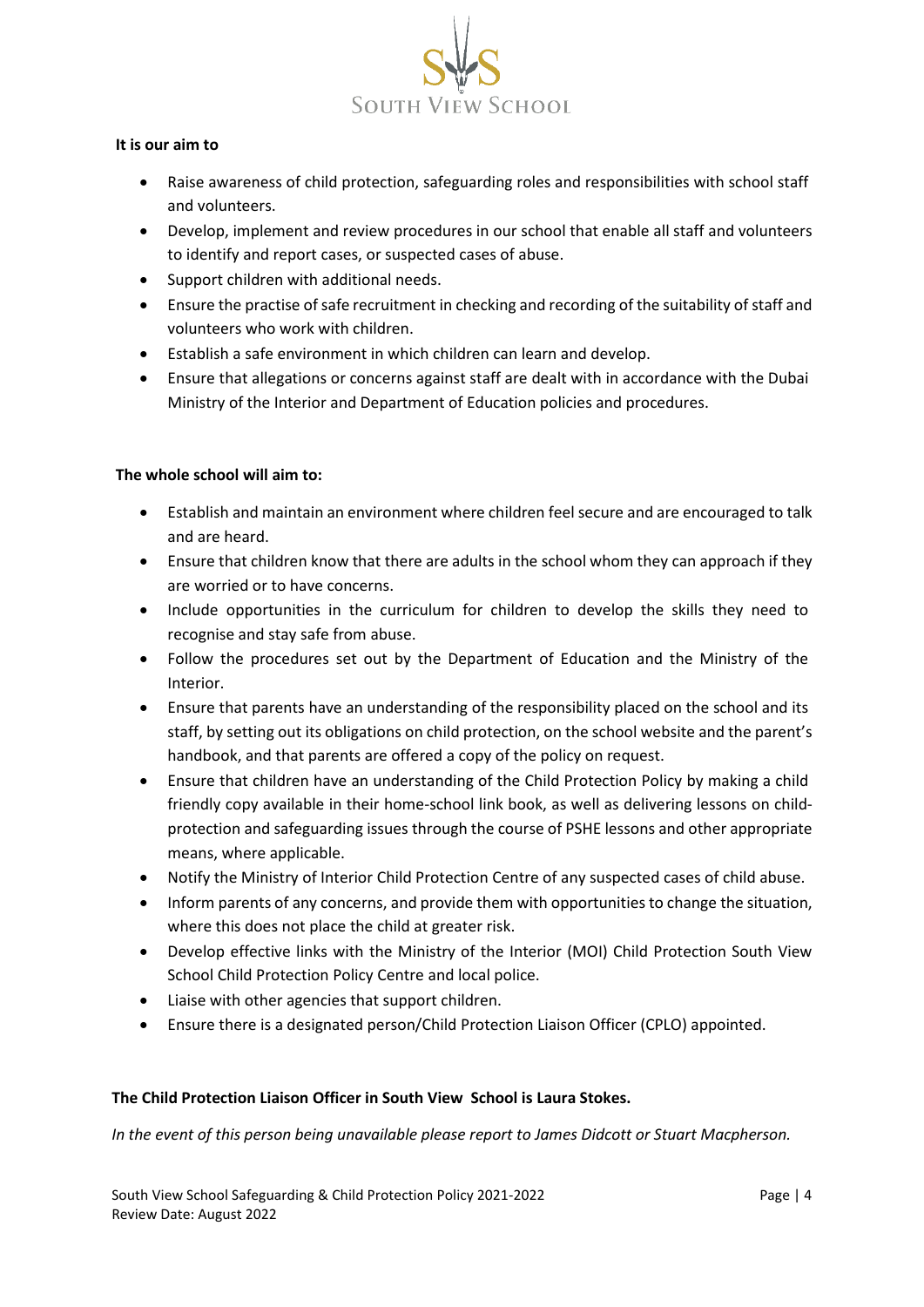**It is our aim to**

- Raise awareness of child protection, safeguarding roles and responsibilities with school staff and volunteers.
- Develop, implement and review procedures in our school that enable all staff and volunteers to identify and report cases, or suspected cases of abuse.
- Support children with additional needs.
- Ensure the practise of safe recruitment in checking and recording of the suitability of staff and volunteers who work with children.
- Establish a safe environment in which children can learn and develop.
- Ensure that allegations or concerns against staff are dealt with in accordance with the Dubai Ministry of the Interior and Department of Education policies and procedures.

**The whole school will aim to:**

- Establish and maintain an environment where children feel secure and are encouraged to talk and are heard.
- Ensure that children know that there are adults in the school whom they can approach if they are worried or to have concerns.
- Include opportunities in the curriculum for children to develop the skills they need to recognise and stay safe from abuse.
- Follow the procedures set out by the Department of Education and the Ministry of the Interior.
- Ensure that parents have an understanding of the responsibility placed on the school and its staff, by setting out its obligations on child protection, on the school website and the parent's handbook, and that parents are offered a copy of the policy on request.
- Ensure that children have an understanding of the Child Protection Policy by making a child friendly copy available in their home-school link book, as well as delivering lessons on child-protection and safeguarding issues through the course of PSHE lessons and other appropriate means, where applicable.
- Notify the Ministry of Interior Child Protection Centre of any suspected cases of child abuse.
- Inform parents of any concerns, and provide them with opportunities to change the situation, where this does not place the child at greater risk.
- Develop effective links with the Ministry of the Interior (MOI) Child Protection South View School Child Protection Policy Centre and local police.
- Liaise with other agencies that support children.
- Ensure there is a designated person/Child Protection Liaison Officer (CPLO) appointed.

**The Child Protection Liaison Officer in South View School is Laura Stokes.**

*In the event of this person being unavailable please report to James Didcott or Stuart Macpherson.*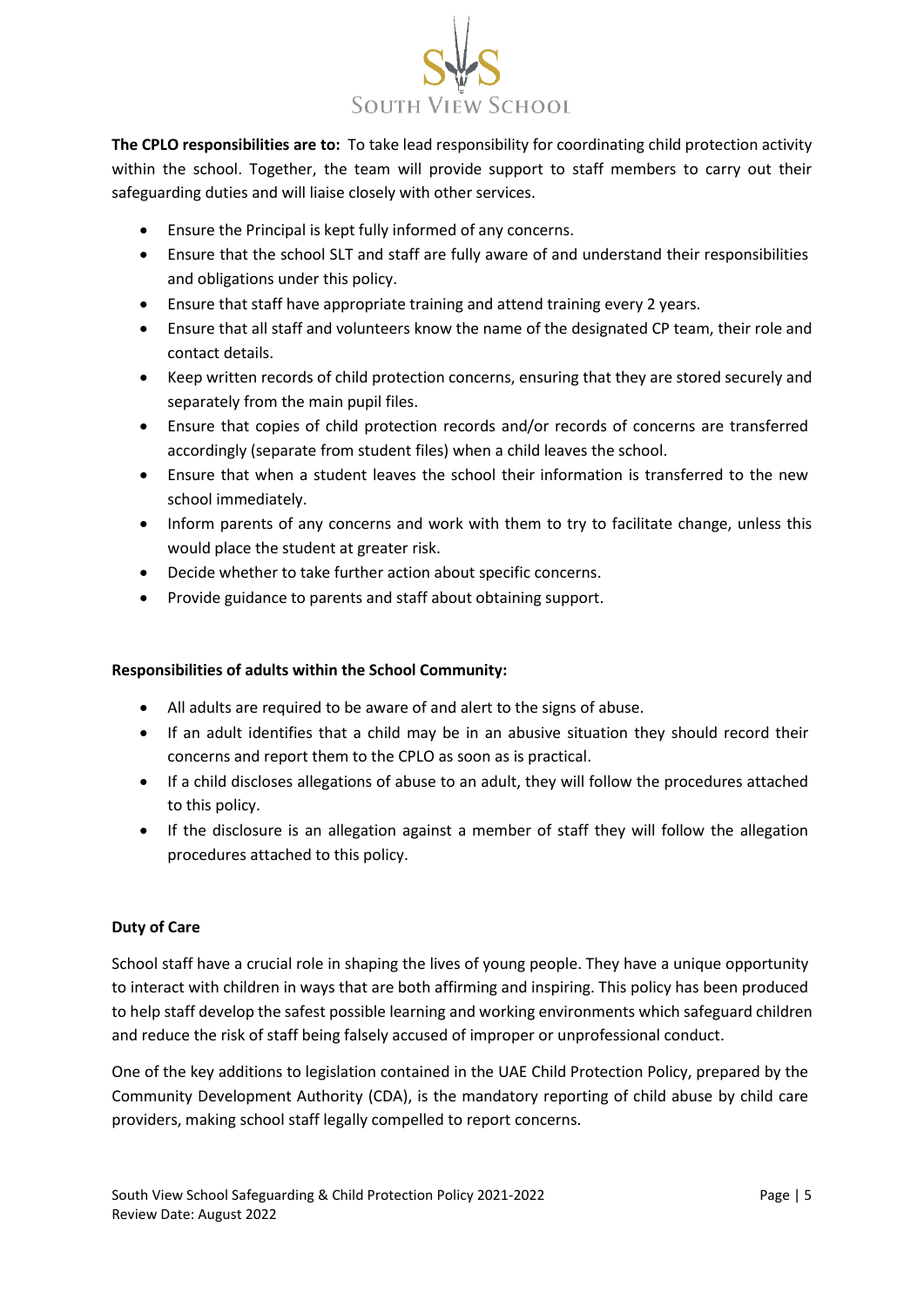**The CPLO responsibilities are to:** To take lead responsibility for coordinating child protection activity within the school. Together, the team will provide support to staff members to carry out their safeguarding duties and will liaise closely with other services.

- Ensure the Principal is kept fully informed of any concerns.
- Ensure that the school SLT and staff are fully aware of and understand their responsibilities and obligations under this policy.
- Ensure that staff have appropriate training and attend training every 2 years.
- Ensure that all staff and volunteers know the name of the designated CP team, their role and contact details.
- Keep written records of child protection concerns, ensuring that they are stored securely and separately from the main pupil files.
- Ensure that copies of child protection records and/or records of concerns are transferred accordingly (separate from student files) when a child leaves the school.
- Ensure that when a student leaves the school their information is transferred to the new school immediately.
- Inform parents of any concerns and work with them to try to facilitate change, unless this would place the student at greater risk.
- Decide whether to take further action about specific concerns.
- Provide guidance to parents and staff about obtaining support.

**Responsibilities of adults within the School Community:**

- All adults are required to be aware of and alert to the signs of abuse.
- If an adult identifies that a child may be in an abusive situation they should record their concerns and report them to the CPLO as soon as is practical.
- If a child discloses allegations of abuse to an adult, they will follow the procedures attached to this policy.
- If the disclosure is an allegation against a member of staff they will follow the allegation procedures attached to this policy.

**Duty of Care**

School staff have a crucial role in shaping the lives of young people. They have a unique opportunity to interact with children in ways that are both affirming and inspiring. This policy has been produced to help staff develop the safest possible learning and working environments which safeguard children and reduce the risk of staff being falsely accused of improper or unprofessional conduct.

One of the key additions to legislation contained in the UAE Child Protection Policy, prepared by the Community Development Authority (CDA), is the mandatory reporting of child abuse by child care providers, making school staff legally compelled to report concerns.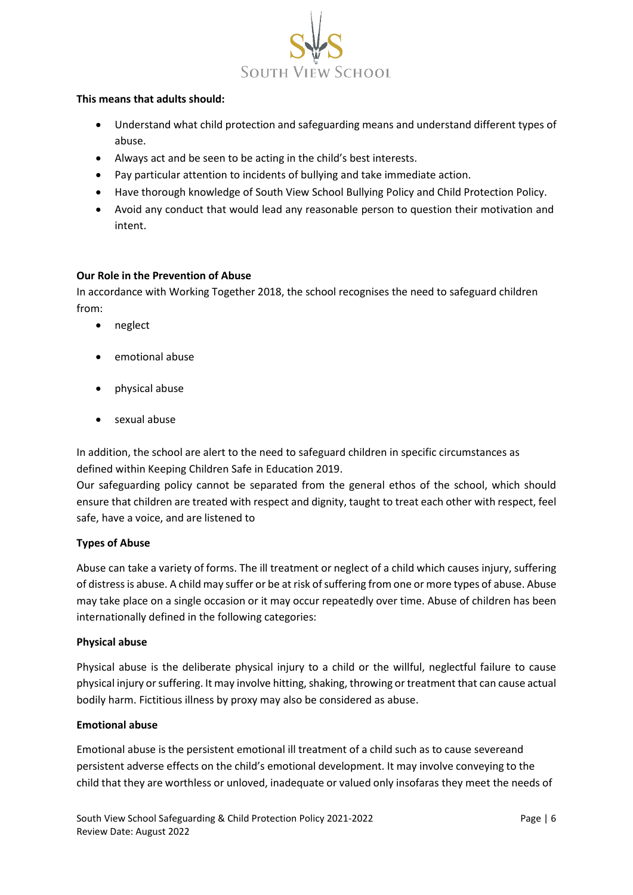**This means that adults should:**

- Understand what child protection and safeguarding means and understand different types of abuse.
- Always act and be seen to be acting in the child's best interests.
- Pay particular attention to incidents of bullying and take immediate action.
- Have thorough knowledge of South View School Bullying Policy and Child Protection Policy.
- Avoid any conduct that would lead any reasonable person to question their motivation and intent.

**Our Role in the Prevention of Abuse**

In accordance with Working Together 2018, the school recognises the need to safeguard children from:

- neglect
- emotional abuse
- physical abuse
- sexual abuse

In addition, the school are alert to the need to safeguard children in specific circumstances as defined within Keeping Children Safe in Education 2019.

Our safeguarding policy cannot be separated from the general ethos of the school, which should ensure that children are treated with respect and dignity, taught to treat each other with respect, feel safe, have a voice, and are listened to

**Types of Abuse**

Abuse can take a variety of forms. The ill treatment or neglect of a child which causes injury, suffering of distress is abuse. A child may suffer or be at risk of suffering from one or more types of abuse. Abuse may take place on a single occasion or it may occur repeatedly over time. Abuse of children has been internationally defined in the following categories:

**Physical abuse**

Physical abuse is the deliberate physical injury to a child or the willful, neglectful failure to cause physical injury or suffering. It may involve hitting, shaking, throwing or treatment that can cause actual bodily harm. Fictitious illness by proxy may also be considered as abuse.

**Emotional abuse**

Emotional abuse is the persistent emotional ill treatment of a child such as to cause severeand persistent adverse effects on the child's emotional development. It may involve conveying to the child that they are worthless or unloved, inadequate or valued only insofaras they meet the needs of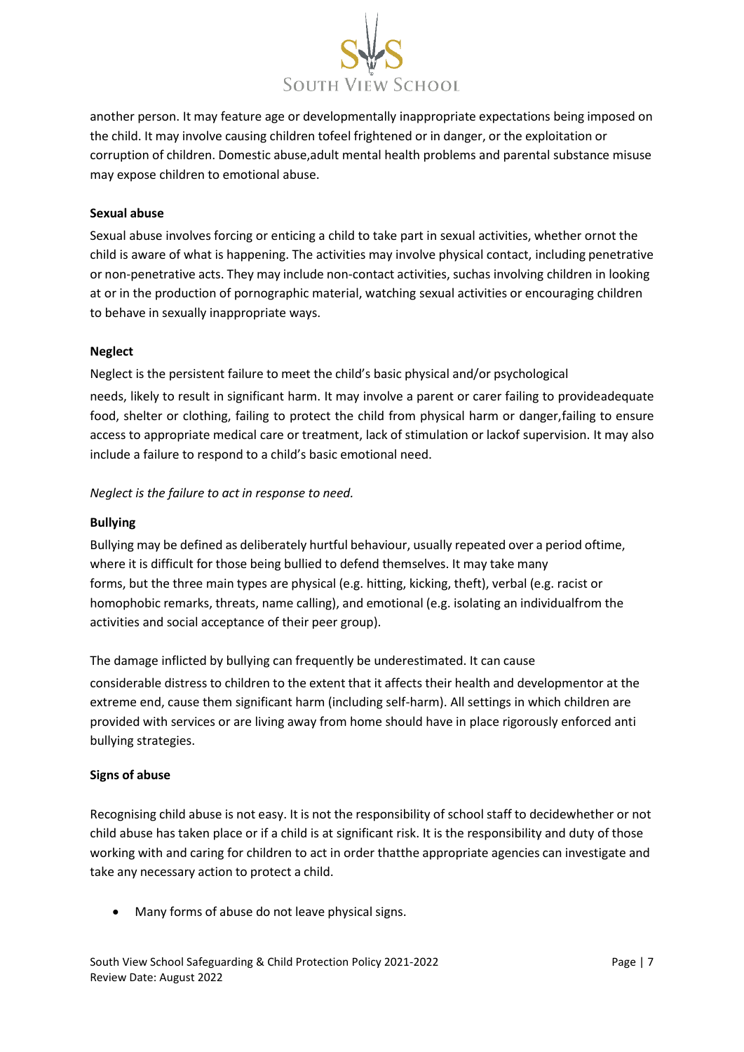another person. It may feature age or developmentally inappropriate expectations being imposed on the child. It may involve causing children tofeel frightened or in danger, or the exploitation or corruption of children. Domestic abuse,adult mental health problems and parental substance misuse may expose children to emotional abuse.

**Sexual abuse**

Sexual abuse involves forcing or enticing a child to take part in sexual activities, whether ornot the child is aware of what is happening. The activities may involve physical contact, including penetrative or non-penetrative acts. They may include non-contact activities, suchas involving children in looking at or in the production of pornographic material, watching sexual activities or encouraging children to behave in sexually inappropriate ways.

**Neglect**

Neglect is the persistent failure to meet the child's basic physical and/or psychological needs, likely to result in significant harm. It may involve a parent or carer failing to provideadequate food, shelter or clothing, failing to protect the child from physical harm or danger,failing to ensure access to appropriate medical care or treatment, lack of stimulation or lackof supervision. It may also include a failure to respond to a child's basic emotional need.

*Neglect is the failure to act in response to need.*

**Bullying**

Bullying may be defined as deliberately hurtful behaviour, usually repeated over a period oftime, where it is difficult for those being bullied to defend themselves. It may take many forms, but the three main types are physical (e.g. hitting, kicking, theft), verbal (e.g. racist or homophobic remarks, threats, name calling), and emotional (e.g. isolating an individualfrom the activities and social acceptance of their peer group).

The damage inflicted by bullying can frequently be underestimated. It can cause considerable distress to children to the extent that it affects their health and developmentor at the extreme end, cause them significant harm (including self-harm). All settings in which children are provided with services or are living away from home should have in place rigorously enforced anti bullying strategies.

**Signs of abuse**

Recognising child abuse is not easy. It is not the responsibility of school staff to decidewhether or not child abuse has taken place or if a child is at significant risk. It is the responsibility and duty of those working with and caring for children to act in order thatthe appropriate agencies can investigate and take any necessary action to protect a child.

- Many forms of abuse do not leave physical signs.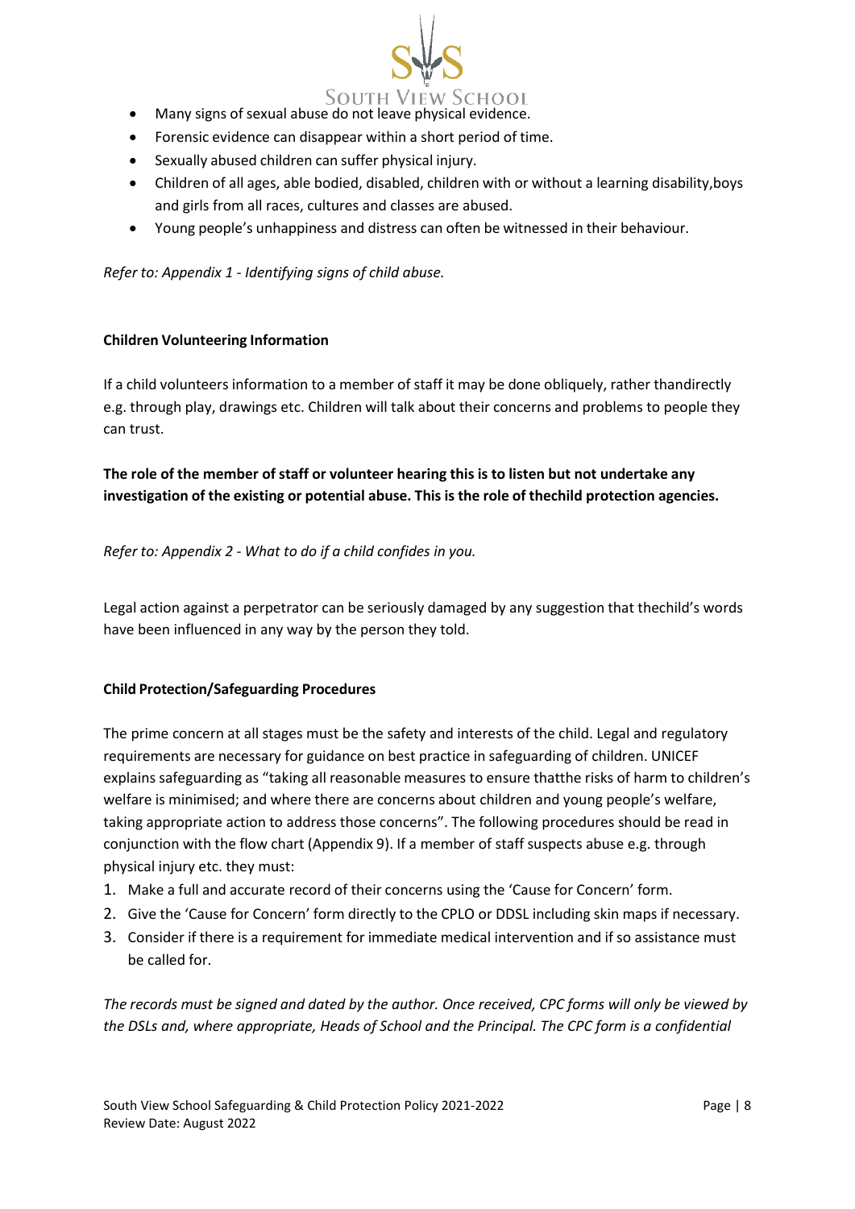- Many signs of sexual abuse do not leave physical evidence.
- Forensic evidence can disappear within a short period of time.
- Sexually abused children can suffer physical injury.
- Children of all ages, able bodied, disabled, children with or without a learning disability,boys and girls from all races, cultures and classes are abused.
- Young people's unhappiness and distress can often be witnessed in their behaviour.

*Refer to: Appendix 1 - Identifying signs of child abuse.*

**Children Volunteering Information**

If a child volunteers information to a member of staff it may be done obliquely, rather thandirectly e.g. through play, drawings etc. Children will talk about their concerns and problems to people they can trust.

**The role of the member of staff or volunteer hearing this is to listen but not undertake any investigation of the existing or potential abuse. This is the role of thechild protection agencies.**

*Refer to: Appendix 2 - What to do if a child confides in you.*

Legal action against a perpetrator can be seriously damaged by any suggestion that thechild's words have been influenced in any way by the person they told.

**Child Protection/Safeguarding Procedures**

The prime concern at all stages must be the safety and interests of the child. Legal and regulatory requirements are necessary for guidance on best practice in safeguarding of children. UNICEF explains safeguarding as "taking all reasonable measures to ensure thatthe risks of harm to children's welfare is minimised; and where there are concerns about children and young people's welfare, taking appropriate action to address those concerns". The following procedures should be read in conjunction with the flow chart (Appendix 9). If a member of staff suspects abuse e.g. through physical injury etc. they must:

1. Make a full and accurate record of their concerns using the 'Cause for Concern' form.
2. Give the 'Cause for Concern' form directly to the CPLO or DDSL including skin maps if necessary.
3. Consider if there is a requirement for immediate medical intervention and if so assistance must be called for.

*The records must be signed and dated by the author. Once received, CPC forms will only be viewed by the DSLs and, where appropriate, Heads of School and the Principal. The CPC form is a confidential*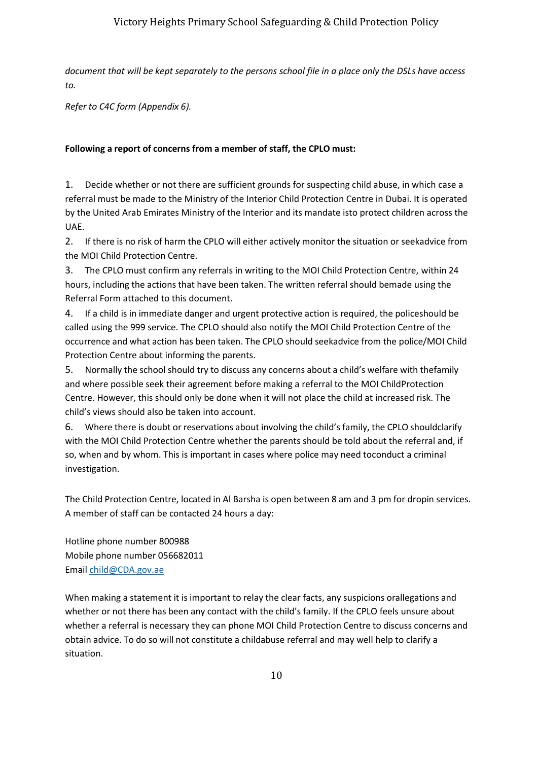*document that will be kept separately to the persons school file in a place only the DSLs have access to.*

*Refer to C4C form (Appendix 6).*

**Following a report of concerns from a member of staff, the CPLO must:**

1. Decide whether or not there are sufficient grounds for suspecting child abuse, in which case a referral must be made to the Ministry of the Interior Child Protection Centre in Dubai. It is operated by the United Arab Emirates Ministry of the Interior and its mandate isto protect children across the UAE.
2. If there is no risk of harm the CPLO will either actively monitor the situation or seekadvice from the MOI Child Protection Centre.
3. The CPLO must confirm any referrals in writing to the MOI Child Protection Centre, within 24 hours, including the actions that have been taken. The written referral should bemade using the Referral Form attached to this document.
4. If a child is in immediate danger and urgent protective action is required, the policeshould be called using the 999 service. The CPLO should also notify the MOI Child Protection Centre of the occurrence and what action has been taken. The CPLO should seekadvice from the police/MOI Child Protection Centre about informing the parents.
5. Normally the school should try to discuss any concerns about a child's welfare with thefamily and where possible seek their agreement before making a referral to the MOI ChildProtection Centre. However, this should only be done when it will not place the child at increased risk. The child's views should also be taken into account.
6. Where there is doubt or reservations about involving the child's family, the CPLO shouldclarify with the MOI Child Protection Centre whether the parents should be told about the referral and, if so, when and by whom. This is important in cases where police may need toconduct a criminal investigation.

The Child Protection Centre, located in Al Barsha is open between 8 am and 3 pm for dropin services. A member of staff can be contacted 24 hours a day:

Hotline phone number 800988
Mobile phone number 056682011
Email child@CDA.gov.ae

When making a statement it is important to relay the clear facts, any suspicions orallegations and whether or not there has been any contact with the child's family. If the CPLO feels unsure about whether a referral is necessary they can phone MOI Child Protection Centre to discuss concerns and obtain advice. To do so will not constitute a childabuse referral and may well help to clarify a situation.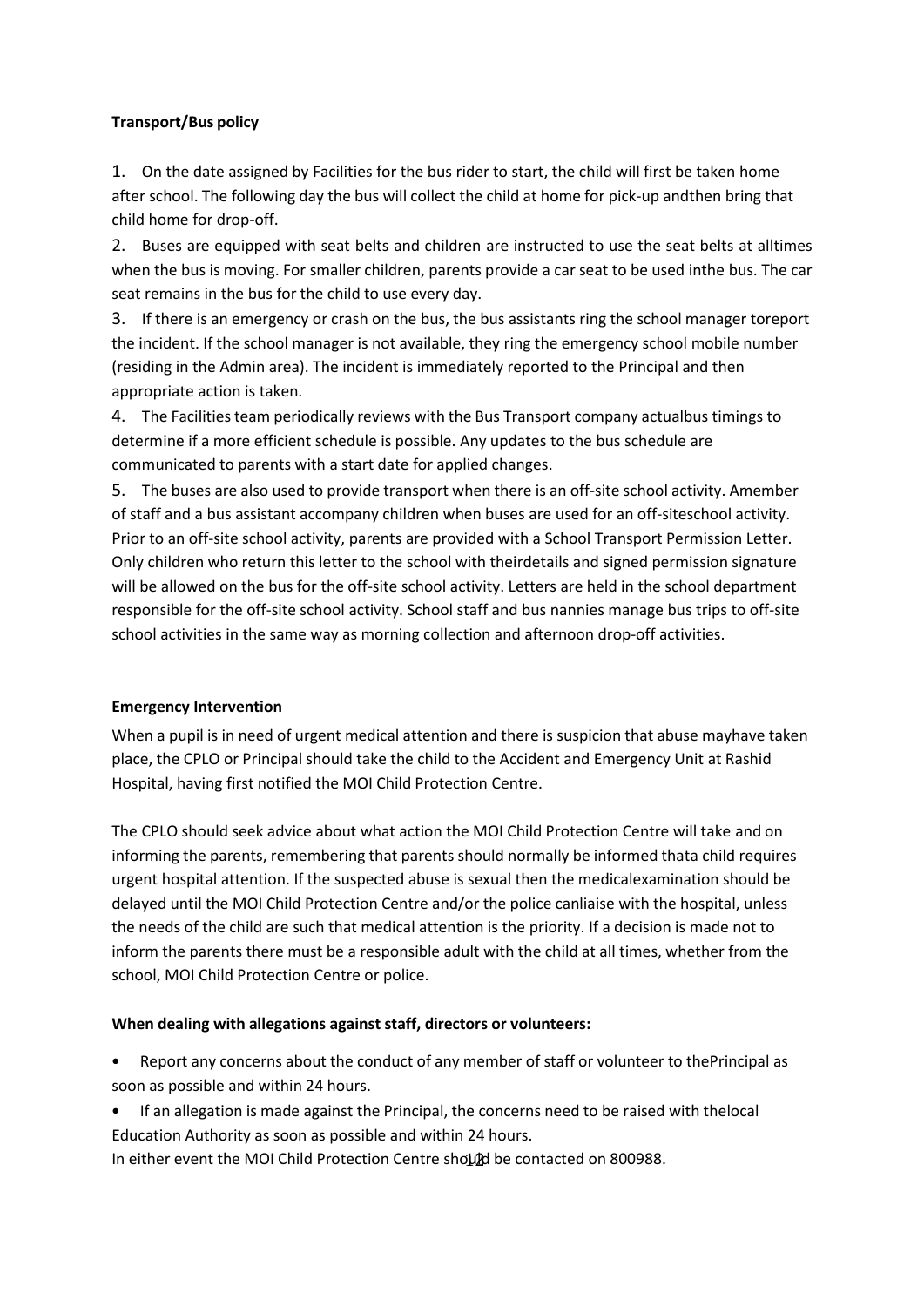**Transport/Bus policy**

1. On the date assigned by Facilities for the bus rider to start, the child will first be taken home after school. The following day the bus will collect the child at home for pick-up andthen bring that child home for drop-off.
2. Buses are equipped with seat belts and children are instructed to use the seat belts at alltimes when the bus is moving. For smaller children, parents provide a car seat to be used inthe bus. The car seat remains in the bus for the child to use every day.
3. If there is an emergency or crash on the bus, the bus assistants ring the school manager toreport the incident. If the school manager is not available, they ring the emergency school mobile number (residing in the Admin area). The incident is immediately reported to the Principal and then appropriate action is taken.
4. The Facilities team periodically reviews with the Bus Transport company actualbus timings to determine if a more efficient schedule is possible. Any updates to the bus schedule are communicated to parents with a start date for applied changes.
5. The buses are also used to provide transport when there is an off-site school activity. Amember of staff and a bus assistant accompany children when buses are used for an off-siteschool activity. Prior to an off-site school activity, parents are provided with a School Transport Permission Letter. Only children who return this letter to the school with theirdetails and signed permission signature will be allowed on the bus for the off-site school activity. Letters are held in the school department responsible for the off-site school activity. School staff and bus nannies manage bus trips to off-site school activities in the same way as morning collection and afternoon drop-off activities.

**Emergency Intervention**

When a pupil is in need of urgent medical attention and there is suspicion that abuse mayhave taken place, the CPLO or Principal should take the child to the Accident and Emergency Unit at Rashid Hospital, having first notified the MOI Child Protection Centre.

The CPLO should seek advice about what action the MOI Child Protection Centre will take and on informing the parents, remembering that parents should normally be informed thata child requires urgent hospital attention. If the suspected abuse is sexual then the medicalexamination should be delayed until the MOI Child Protection Centre and/or the police canliaise with the hospital, unless the needs of the child are such that medical attention is the priority. If a decision is made not to inform the parents there must be a responsible adult with the child at all times, whether from the school, MOI Child Protection Centre or police.

**When dealing with allegations against staff, directors or volunteers:**

- Report any concerns about the conduct of any member of staff or volunteer to thePrincipal as soon as possible and within 24 hours.
- If an allegation is made against the Principal, the concerns need to be raised with thelocal Education Authority as soon as possible and within 24 hours.

In either event the MOI Child Protection Centre should be contacted on 800988.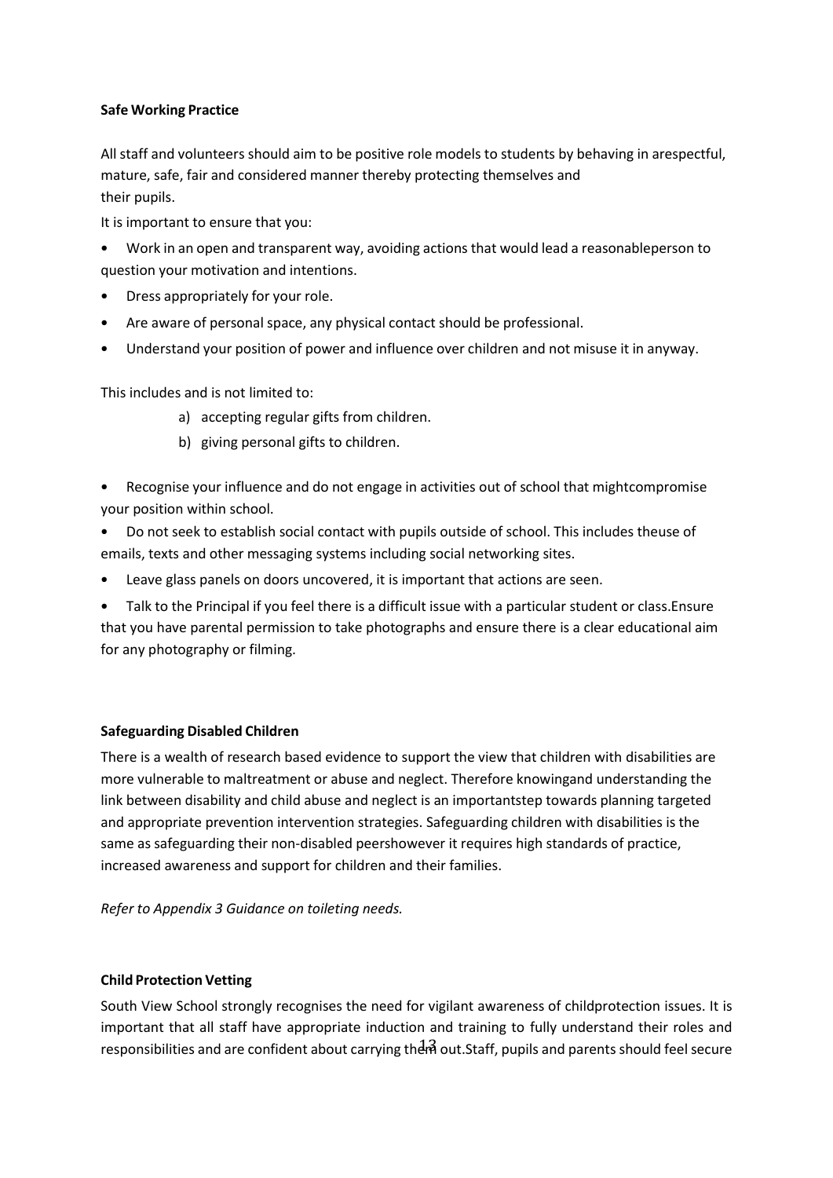**Safe Working Practice**

All staff and volunteers should aim to be positive role models to students by behaving in arespectful, mature, safe, fair and considered manner thereby protecting themselves and their pupils.

It is important to ensure that you:

- Work in an open and transparent way, avoiding actions that would lead a reasonableperson to question your motivation and intentions.
- Dress appropriately for your role.
- Are aware of personal space, any physical contact should be professional.
- Understand your position of power and influence over children and not misuse it in anyway.

This includes and is not limited to:

a) accepting regular gifts from children.
b) giving personal gifts to children.

- Recognise your influence and do not engage in activities out of school that mightcompromise your position within school.
- Do not seek to establish social contact with pupils outside of school. This includes theuse of emails, texts and other messaging systems including social networking sites.
- Leave glass panels on doors uncovered, it is important that actions are seen.
- Talk to the Principal if you feel there is a difficult issue with a particular student or class.Ensure that you have parental permission to take photographs and ensure there is a clear educational aim for any photography or filming.

**Safeguarding Disabled Children**

There is a wealth of research based evidence to support the view that children with disabilities are more vulnerable to maltreatment or abuse and neglect. Therefore knowingand understanding the link between disability and child abuse and neglect is an importantstep towards planning targeted and appropriate prevention intervention strategies. Safeguarding children with disabilities is the same as safeguarding their non-disabled peershowever it requires high standards of practice, increased awareness and support for children and their families.

*Refer to Appendix 3 Guidance on toileting needs.*

**Child Protection Vetting**

South View School strongly recognises the need for vigilant awareness of childprotection issues. It is important that all staff have appropriate induction and training to fully understand their roles and responsibilities and are confident about carrying them out.Staff, pupils and parents should feel secure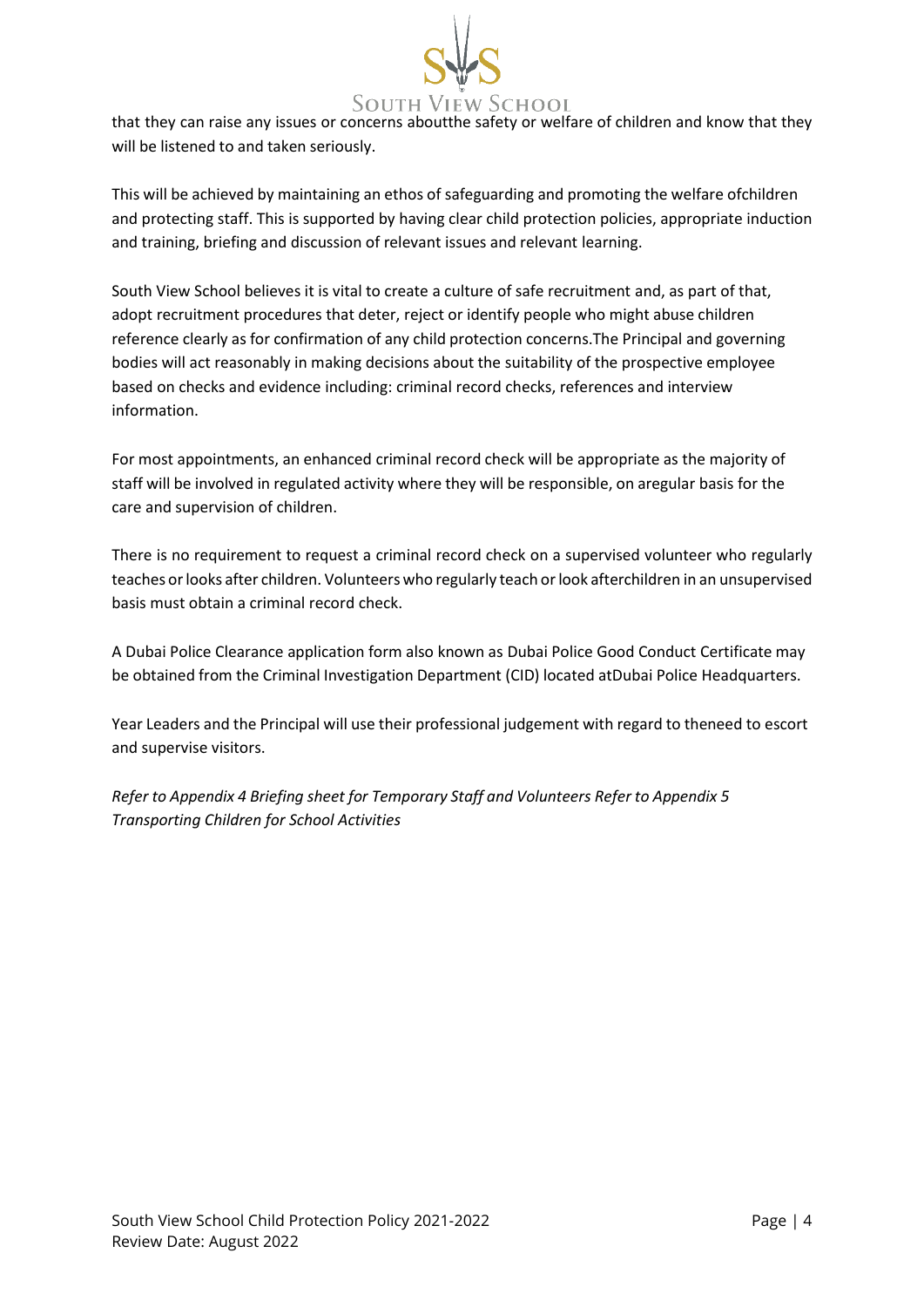that they can raise any issues or concerns aboutthe safety or welfare of children and know that they will be listened to and taken seriously.

This will be achieved by maintaining an ethos of safeguarding and promoting the welfare ofchildren and protecting staff. This is supported by having clear child protection policies, appropriate induction and training, briefing and discussion of relevant issues and relevant learning.

South View School believes it is vital to create a culture of safe recruitment and, as part of that, adopt recruitment procedures that deter, reject or identify people who might abuse children reference clearly as for confirmation of any child protection concerns.The Principal and governing bodies will act reasonably in making decisions about the suitability of the prospective employee based on checks and evidence including: criminal record checks, references and interview information.

For most appointments, an enhanced criminal record check will be appropriate as the majority of staff will be involved in regulated activity where they will be responsible, on aregular basis for the care and supervision of children.

There is no requirement to request a criminal record check on a supervised volunteer who regularly teaches or looks after children. Volunteers who regularly teach or look afterchildren in an unsupervised basis must obtain a criminal record check.

A Dubai Police Clearance application form also known as Dubai Police Good Conduct Certificate may be obtained from the Criminal Investigation Department (CID) located atDubai Police Headquarters.

Year Leaders and the Principal will use their professional judgement with regard to theneed to escort and supervise visitors.

*Refer to Appendix 4 Briefing sheet for Temporary Staff and Volunteers Refer to Appendix 5 Transporting Children for School Activities*